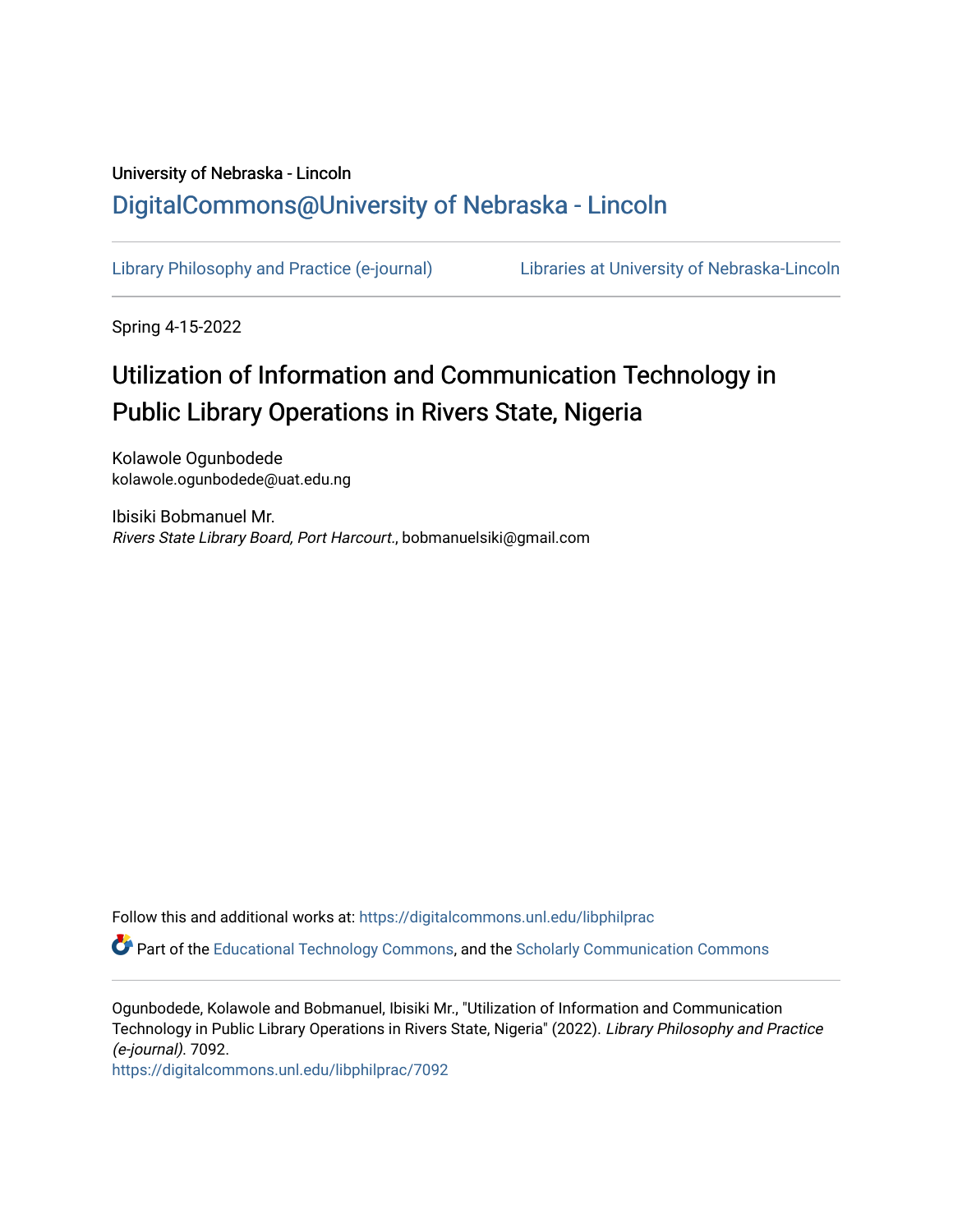University of Nebraska - Lincoln

## DigitalCommons@University of Nebraska - Lincoln

Library Philosophy and Practice (e-journal) | Libraries at University of Nebraska-Lincoln

Spring 4-15-2022

# Utilization of Information and Communication Technology in Public Library Operations in Rivers State, Nigeria

Kolawole Ogunbodede
kolawole.ogunbodede@uat.edu.ng

Ibisiki Bobmanuel Mr.
*Rivers State Library Board, Port Harcourt.*, bobmanuelsiki@gmail.com

Follow this and additional works at: https://digitalcommons.unl.edu/libphilprac

Part of the Educational Technology Commons, and the Scholarly Communication Commons

Ogunbodede, Kolawole and Bobmanuel, Ibisiki Mr., "Utilization of Information and Communication Technology in Public Library Operations in Rivers State, Nigeria" (2022). *Library Philosophy and Practice (e-journal)*. 7092.
https://digitalcommons.unl.edu/libphilprac/7092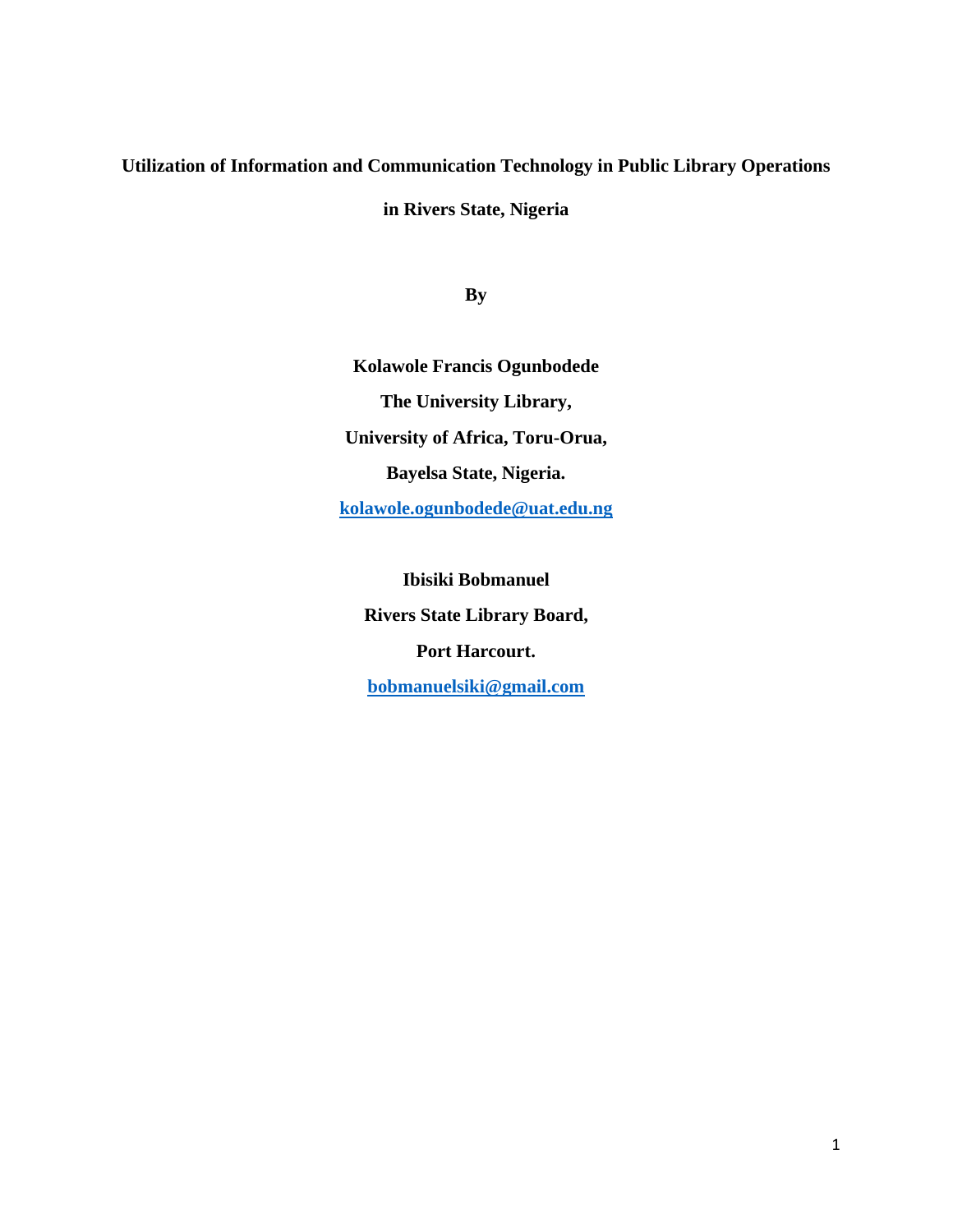**Utilization of Information and Communication Technology in Public Library Operations in Rivers State, Nigeria**

**By**

**Kolawole Francis Ogunbodede**

**The University Library,**

**University of Africa, Toru-Orua,**

**Bayelsa State, Nigeria.**

**kolawole.ogunbodede@uat.edu.ng**

**Ibisiki Bobmanuel**

**Rivers State Library Board,**

**Port Harcourt.**

**bobmanuelsiki@gmail.com**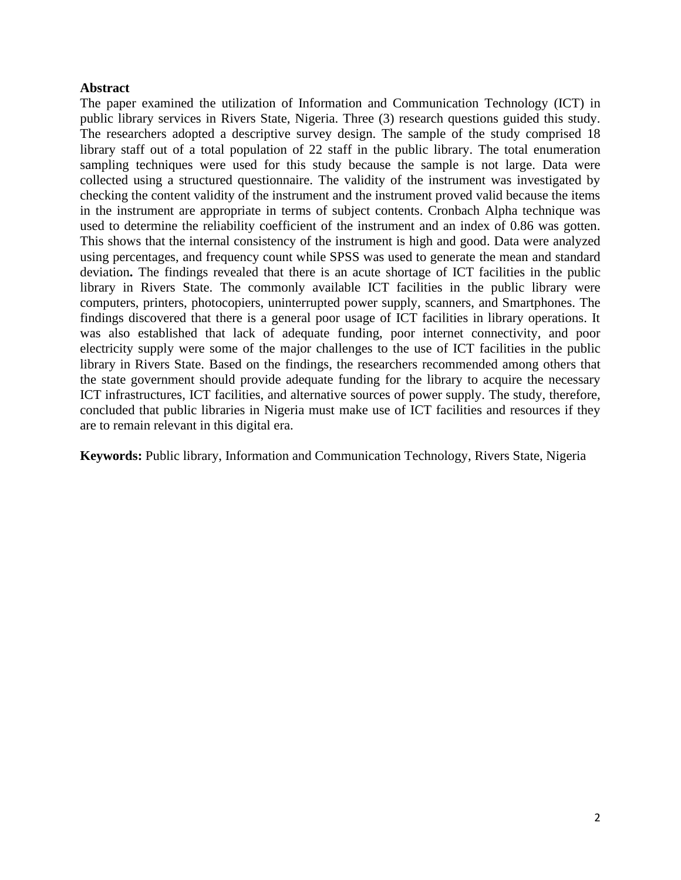## Abstract

The paper examined the utilization of Information and Communication Technology (ICT) in public library services in Rivers State, Nigeria. Three (3) research questions guided this study. The researchers adopted a descriptive survey design. The sample of the study comprised 18 library staff out of a total population of 22 staff in the public library. The total enumeration sampling techniques were used for this study because the sample is not large. Data were collected using a structured questionnaire. The validity of the instrument was investigated by checking the content validity of the instrument and the instrument proved valid because the items in the instrument are appropriate in terms of subject contents. Cronbach Alpha technique was used to determine the reliability coefficient of the instrument and an index of 0.86 was gotten. This shows that the internal consistency of the instrument is high and good. Data were analyzed using percentages, and frequency count while SPSS was used to generate the mean and standard deviation**.** The findings revealed that there is an acute shortage of ICT facilities in the public library in Rivers State. The commonly available ICT facilities in the public library were computers, printers, photocopiers, uninterrupted power supply, scanners, and Smartphones. The findings discovered that there is a general poor usage of ICT facilities in library operations. It was also established that lack of adequate funding, poor internet connectivity, and poor electricity supply were some of the major challenges to the use of ICT facilities in the public library in Rivers State. Based on the findings, the researchers recommended among others that the state government should provide adequate funding for the library to acquire the necessary ICT infrastructures, ICT facilities, and alternative sources of power supply. The study, therefore, concluded that public libraries in Nigeria must make use of ICT facilities and resources if they are to remain relevant in this digital era.

**Keywords:** Public library, Information and Communication Technology, Rivers State, Nigeria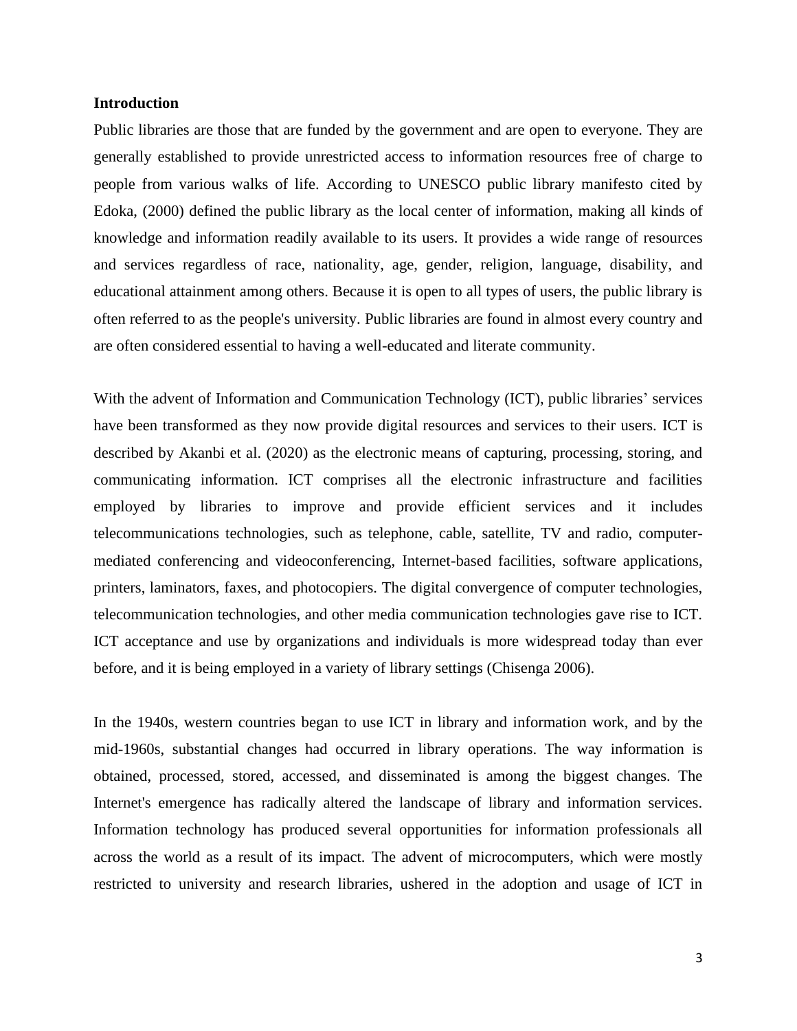**Introduction**

Public libraries are those that are funded by the government and are open to everyone. They are generally established to provide unrestricted access to information resources free of charge to people from various walks of life. According to UNESCO public library manifesto cited by Edoka, (2000) defined the public library as the local center of information, making all kinds of knowledge and information readily available to its users. It provides a wide range of resources and services regardless of race, nationality, age, gender, religion, language, disability, and educational attainment among others. Because it is open to all types of users, the public library is often referred to as the people's university. Public libraries are found in almost every country and are often considered essential to having a well-educated and literate community.

With the advent of Information and Communication Technology (ICT), public libraries' services have been transformed as they now provide digital resources and services to their users. ICT is described by Akanbi et al. (2020) as the electronic means of capturing, processing, storing, and communicating information. ICT comprises all the electronic infrastructure and facilities employed by libraries to improve and provide efficient services and it includes telecommunications technologies, such as telephone, cable, satellite, TV and radio, computer-mediated conferencing and videoconferencing, Internet-based facilities, software applications, printers, laminators, faxes, and photocopiers. The digital convergence of computer technologies, telecommunication technologies, and other media communication technologies gave rise to ICT. ICT acceptance and use by organizations and individuals is more widespread today than ever before, and it is being employed in a variety of library settings (Chisenga 2006).

In the 1940s, western countries began to use ICT in library and information work, and by the mid-1960s, substantial changes had occurred in library operations. The way information is obtained, processed, stored, accessed, and disseminated is among the biggest changes. The Internet's emergence has radically altered the landscape of library and information services. Information technology has produced several opportunities for information professionals all across the world as a result of its impact. The advent of microcomputers, which were mostly restricted to university and research libraries, ushered in the adoption and usage of ICT in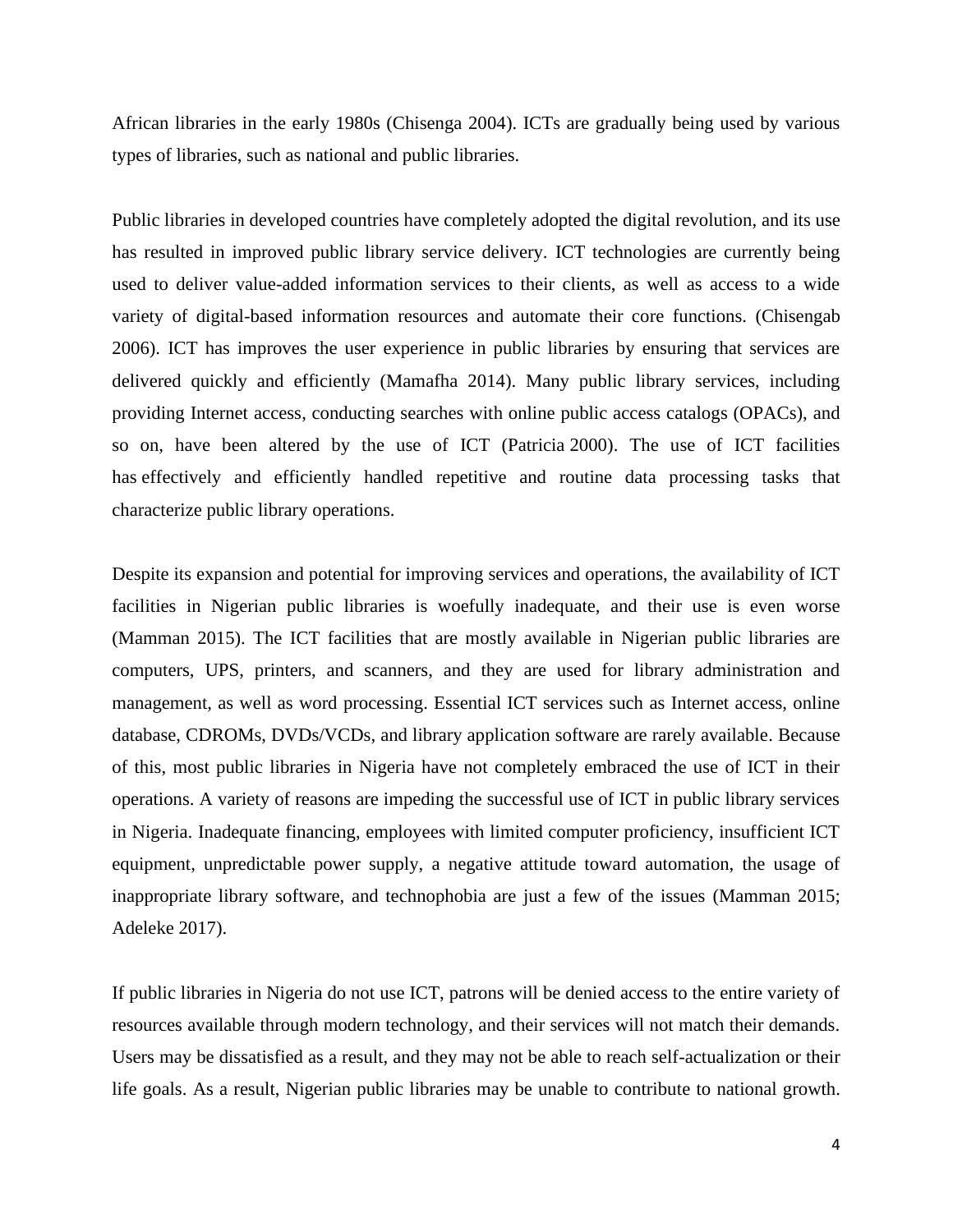African libraries in the early 1980s (Chisenga 2004). ICTs are gradually being used by various types of libraries, such as national and public libraries.

Public libraries in developed countries have completely adopted the digital revolution, and its use has resulted in improved public library service delivery. ICT technologies are currently being used to deliver value-added information services to their clients, as well as access to a wide variety of digital-based information resources and automate their core functions. (Chisengab 2006). ICT has improves the user experience in public libraries by ensuring that services are delivered quickly and efficiently (Mamafha 2014). Many public library services, including providing Internet access, conducting searches with online public access catalogs (OPACs), and so on, have been altered by the use of ICT (Patricia 2000). The use of ICT facilities has effectively and efficiently handled repetitive and routine data processing tasks that characterize public library operations.

Despite its expansion and potential for improving services and operations, the availability of ICT facilities in Nigerian public libraries is woefully inadequate, and their use is even worse (Mamman 2015). The ICT facilities that are mostly available in Nigerian public libraries are computers, UPS, printers, and scanners, and they are used for library administration and management, as well as word processing. Essential ICT services such as Internet access, online database, CDROMs, DVDs/VCDs, and library application software are rarely available. Because of this, most public libraries in Nigeria have not completely embraced the use of ICT in their operations. A variety of reasons are impeding the successful use of ICT in public library services in Nigeria. Inadequate financing, employees with limited computer proficiency, insufficient ICT equipment, unpredictable power supply, a negative attitude toward automation, the usage of inappropriate library software, and technophobia are just a few of the issues (Mamman 2015; Adeleke 2017).

If public libraries in Nigeria do not use ICT, patrons will be denied access to the entire variety of resources available through modern technology, and their services will not match their demands. Users may be dissatisfied as a result, and they may not be able to reach self-actualization or their life goals. As a result, Nigerian public libraries may be unable to contribute to national growth.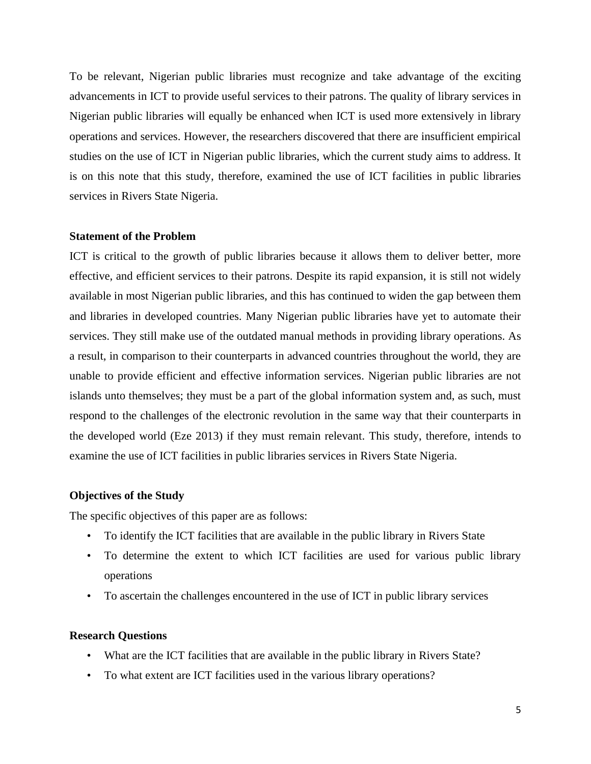To be relevant, Nigerian public libraries must recognize and take advantage of the exciting advancements in ICT to provide useful services to their patrons. The quality of library services in Nigerian public libraries will equally be enhanced when ICT is used more extensively in library operations and services. However, the researchers discovered that there are insufficient empirical studies on the use of ICT in Nigerian public libraries, which the current study aims to address. It is on this note that this study, therefore, examined the use of ICT facilities in public libraries services in Rivers State Nigeria.

**Statement of the Problem**

ICT is critical to the growth of public libraries because it allows them to deliver better, more effective, and efficient services to their patrons. Despite its rapid expansion, it is still not widely available in most Nigerian public libraries, and this has continued to widen the gap between them and libraries in developed countries. Many Nigerian public libraries have yet to automate their services. They still make use of the outdated manual methods in providing library operations. As a result, in comparison to their counterparts in advanced countries throughout the world, they are unable to provide efficient and effective information services. Nigerian public libraries are not islands unto themselves; they must be a part of the global information system and, as such, must respond to the challenges of the electronic revolution in the same way that their counterparts in the developed world (Eze 2013) if they must remain relevant. This study, therefore, intends to examine the use of ICT facilities in public libraries services in Rivers State Nigeria.

**Objectives of the Study**

The specific objectives of this paper are as follows:

- To identify the ICT facilities that are available in the public library in Rivers State
- To determine the extent to which ICT facilities are used for various public library operations
- To ascertain the challenges encountered in the use of ICT in public library services

**Research Questions**

- What are the ICT facilities that are available in the public library in Rivers State?
- To what extent are ICT facilities used in the various library operations?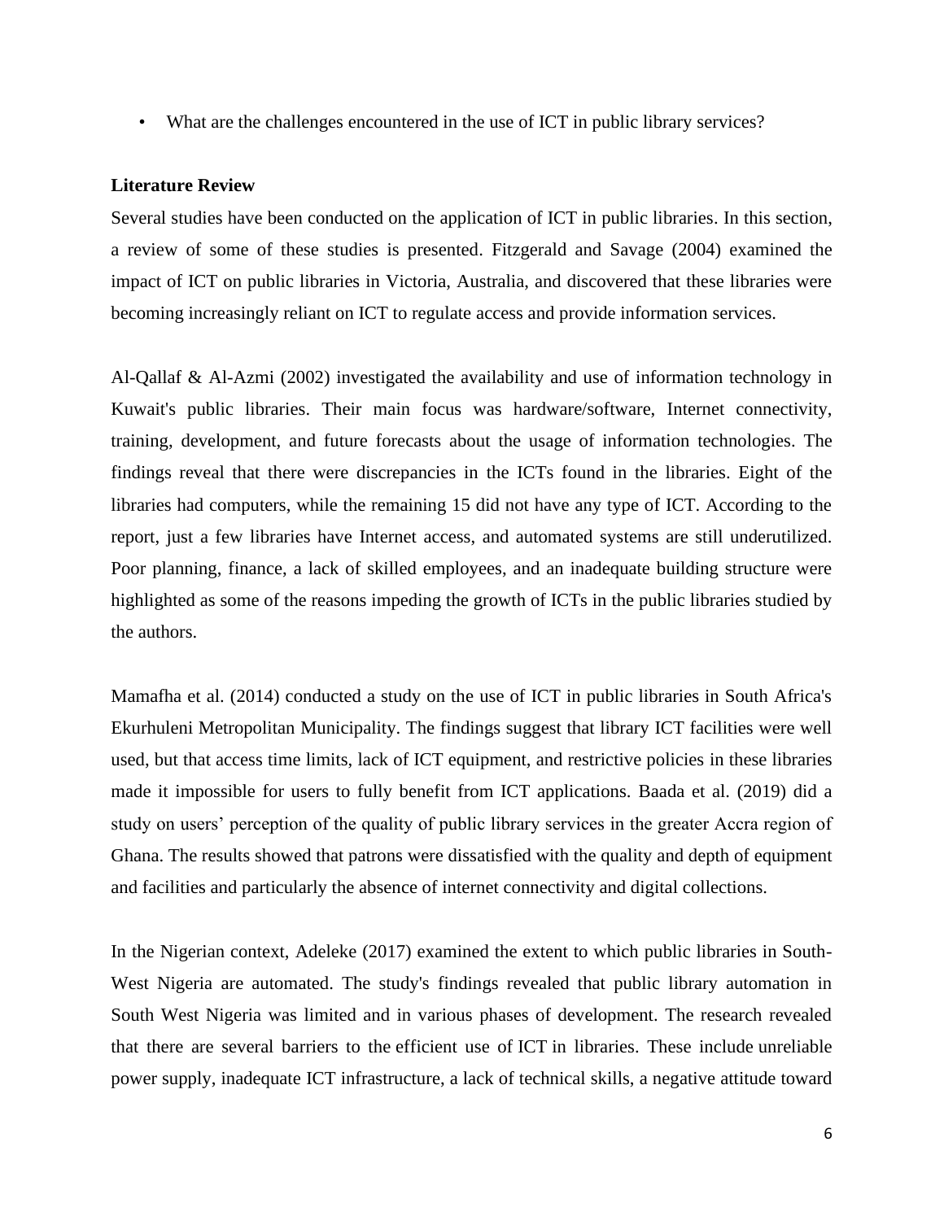- What are the challenges encountered in the use of ICT in public library services?

**Literature Review**

Several studies have been conducted on the application of ICT in public libraries. In this section, a review of some of these studies is presented. Fitzgerald and Savage (2004) examined the impact of ICT on public libraries in Victoria, Australia, and discovered that these libraries were becoming increasingly reliant on ICT to regulate access and provide information services.

Al-Qallaf & Al-Azmi (2002) investigated the availability and use of information technology in Kuwait's public libraries. Their main focus was hardware/software, Internet connectivity, training, development, and future forecasts about the usage of information technologies. The findings reveal that there were discrepancies in the ICTs found in the libraries. Eight of the libraries had computers, while the remaining 15 did not have any type of ICT. According to the report, just a few libraries have Internet access, and automated systems are still underutilized. Poor planning, finance, a lack of skilled employees, and an inadequate building structure were highlighted as some of the reasons impeding the growth of ICTs in the public libraries studied by the authors.

Mamafha et al. (2014) conducted a study on the use of ICT in public libraries in South Africa's Ekurhuleni Metropolitan Municipality. The findings suggest that library ICT facilities were well used, but that access time limits, lack of ICT equipment, and restrictive policies in these libraries made it impossible for users to fully benefit from ICT applications. Baada et al. (2019) did a study on users' perception of the quality of public library services in the greater Accra region of Ghana. The results showed that patrons were dissatisfied with the quality and depth of equipment and facilities and particularly the absence of internet connectivity and digital collections.

In the Nigerian context, Adeleke (2017) examined the extent to which public libraries in South-West Nigeria are automated. The study's findings revealed that public library automation in South West Nigeria was limited and in various phases of development. The research revealed that there are several barriers to the efficient use of ICT in libraries. These include unreliable power supply, inadequate ICT infrastructure, a lack of technical skills, a negative attitude toward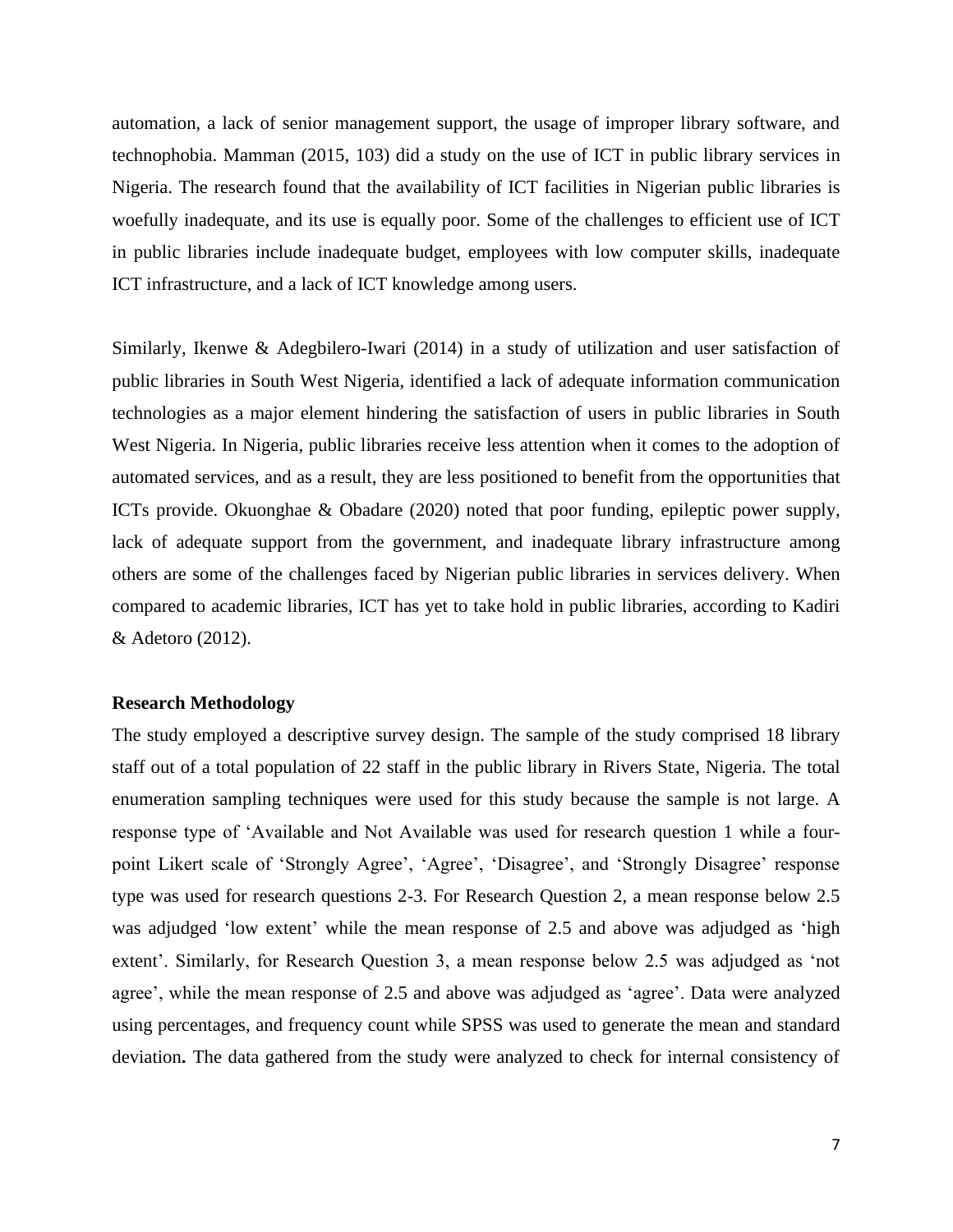automation, a lack of senior management support, the usage of improper library software, and technophobia. Mamman (2015, 103) did a study on the use of ICT in public library services in Nigeria. The research found that the availability of ICT facilities in Nigerian public libraries is woefully inadequate, and its use is equally poor. Some of the challenges to efficient use of ICT in public libraries include inadequate budget, employees with low computer skills, inadequate ICT infrastructure, and a lack of ICT knowledge among users.

Similarly, Ikenwe & Adegbilero-Iwari (2014) in a study of utilization and user satisfaction of public libraries in South West Nigeria, identified a lack of adequate information communication technologies as a major element hindering the satisfaction of users in public libraries in South West Nigeria. In Nigeria, public libraries receive less attention when it comes to the adoption of automated services, and as a result, they are less positioned to benefit from the opportunities that ICTs provide. Okuonghae & Obadare (2020) noted that poor funding, epileptic power supply, lack of adequate support from the government, and inadequate library infrastructure among others are some of the challenges faced by Nigerian public libraries in services delivery. When compared to academic libraries, ICT has yet to take hold in public libraries, according to Kadiri & Adetoro (2012).

**Research Methodology**

The study employed a descriptive survey design. The sample of the study comprised 18 library staff out of a total population of 22 staff in the public library in Rivers State, Nigeria. The total enumeration sampling techniques were used for this study because the sample is not large. A response type of 'Available and Not Available was used for research question 1 while a four-point Likert scale of 'Strongly Agree', 'Agree', 'Disagree', and 'Strongly Disagree' response type was used for research questions 2-3. For Research Question 2, a mean response below 2.5 was adjudged 'low extent' while the mean response of 2.5 and above was adjudged as 'high extent'. Similarly, for Research Question 3, a mean response below 2.5 was adjudged as 'not agree', while the mean response of 2.5 and above was adjudged as 'agree'. Data were analyzed using percentages, and frequency count while SPSS was used to generate the mean and standard deviation**.** The data gathered from the study were analyzed to check for internal consistency of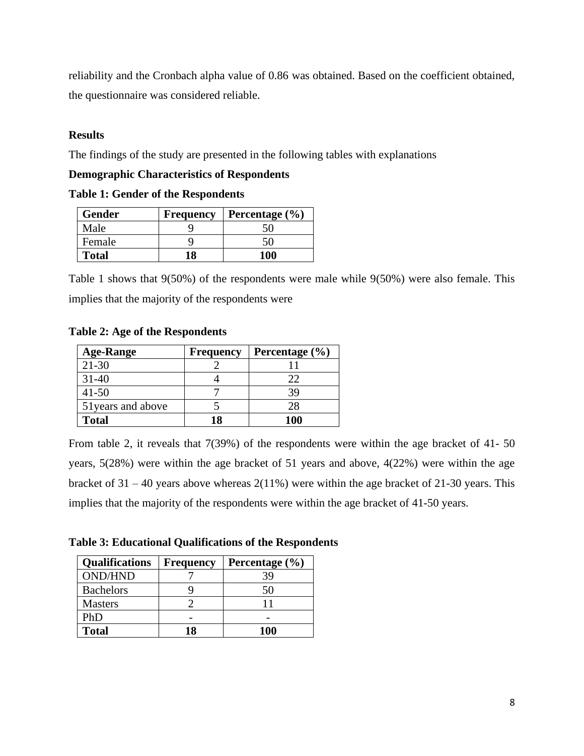reliability and the Cronbach alpha value of 0.86 was obtained. Based on the coefficient obtained, the questionnaire was considered reliable.

## Results

The findings of the study are presented in the following tables with explanations

### Demographic Characteristics of Respondents

**Table 1: Gender of the Respondents**

| Gender | Frequency | Percentage (%) |
|---|---|---|
| Male | 9 | 50 |
| Female | 9 | 50 |
| **Total** | **18** | **100** |

Table 1 shows that 9(50%) of the respondents were male while 9(50%) were also female. This implies that the majority of the respondents were

**Table 2: Age of the Respondents**

| Age-Range | Frequency | Percentage (%) |
|---|---|---|
| 21-30 | 2 | 11 |
| 31-40 | 4 | 22 |
| 41-50 | 7 | 39 |
| 51years and above | 5 | 28 |
| **Total** | **18** | **100** |

From table 2, it reveals that 7(39%) of the respondents were within the age bracket of 41- 50 years, 5(28%) were within the age bracket of 51 years and above, 4(22%) were within the age bracket of 31 – 40 years above whereas 2(11%) were within the age bracket of 21-30 years. This implies that the majority of the respondents were within the age bracket of 41-50 years.

**Table 3: Educational Qualifications of the Respondents**

| Qualifications | Frequency | Percentage (%) |
|---|---|---|
| OND/HND | 7 | 39 |
| Bachelors | 9 | 50 |
| Masters | 2 | 11 |
| PhD | - | - |
| **Total** | **18** | **100** |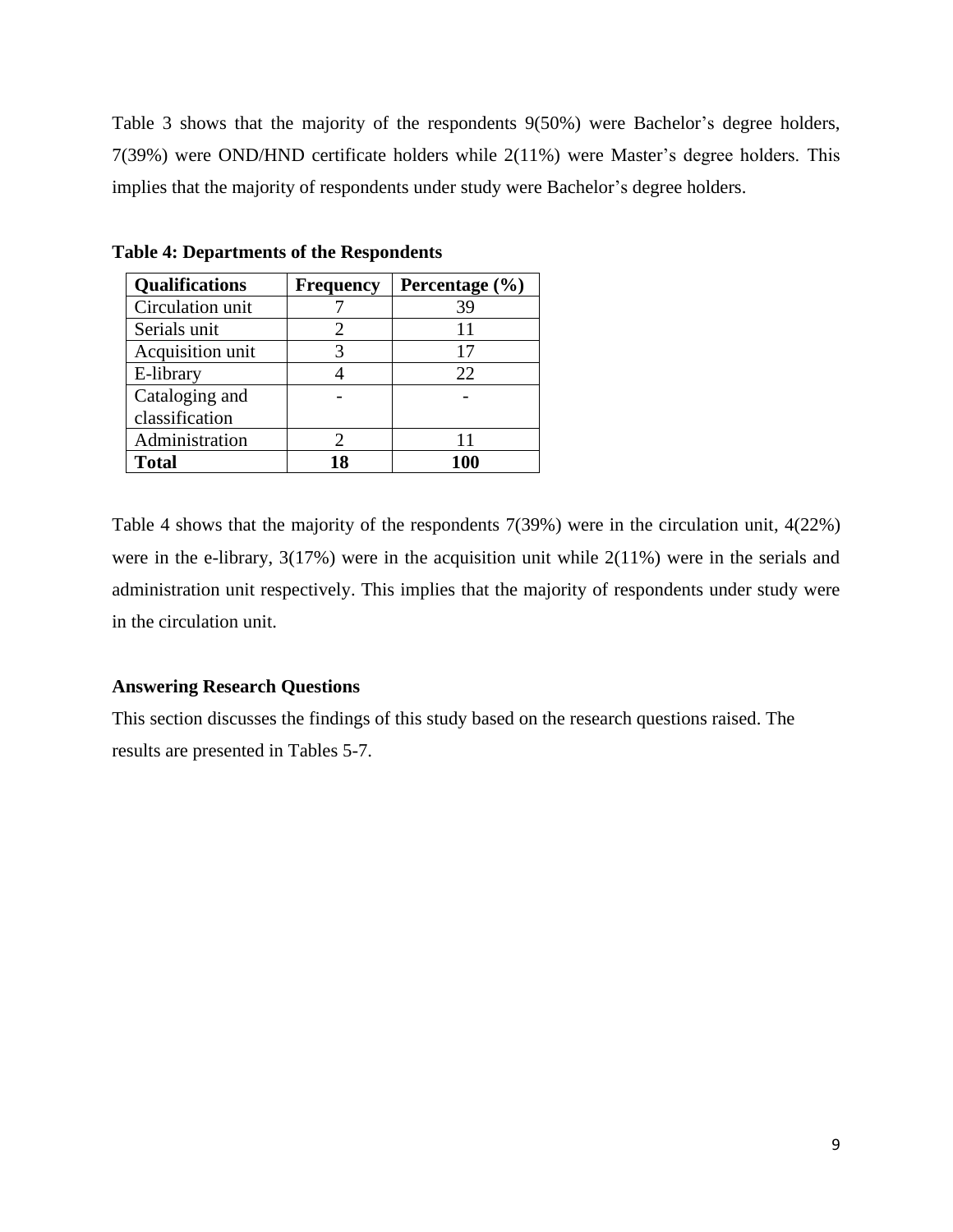Table 3 shows that the majority of the respondents 9(50%) were Bachelor's degree holders, 7(39%) were OND/HND certificate holders while 2(11%) were Master's degree holders. This implies that the majority of respondents under study were Bachelor's degree holders.

**Table 4: Departments of the Respondents**

| **Qualifications** | **Frequency** | **Percentage (%)** |
|---|---|---|
| Circulation unit | 7 | 39 |
| Serials unit | 2 | 11 |
| Acquisition unit | 3 | 17 |
| E-library | 4 | 22 |
| Cataloging and classification | - | - |
| Administration | 2 | 11 |
| **Total** | **18** | **100** |

Table 4 shows that the majority of the respondents 7(39%) were in the circulation unit, 4(22%) were in the e-library, 3(17%) were in the acquisition unit while 2(11%) were in the serials and administration unit respectively. This implies that the majority of respondents under study were in the circulation unit.

**Answering Research Questions**

This section discusses the findings of this study based on the research questions raised. The results are presented in Tables 5-7.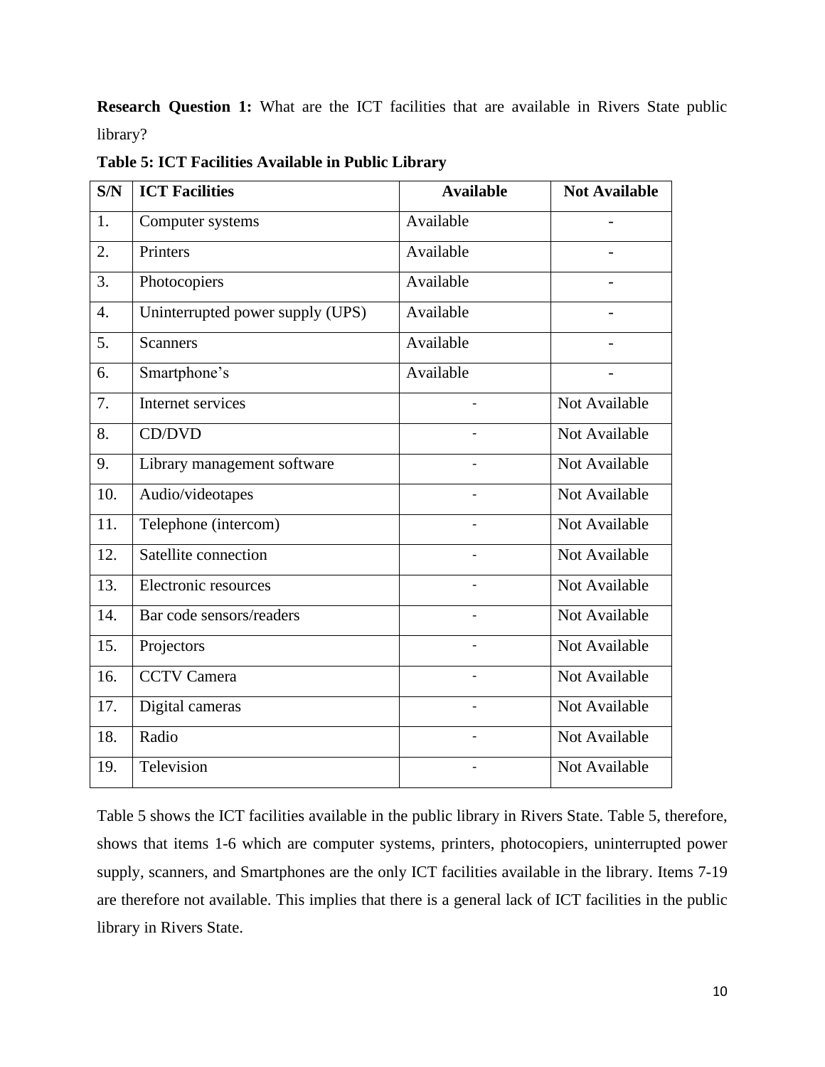**Research Question 1:** What are the ICT facilities that are available in Rivers State public library?

**Table 5: ICT Facilities Available in Public Library**

| S/N | ICT Facilities | Available | Not Available |
|---|---|---|---|
| 1. | Computer systems | Available | - |
| 2. | Printers | Available | - |
| 3. | Photocopiers | Available | - |
| 4. | Uninterrupted power supply (UPS) | Available | - |
| 5. | Scanners | Available | - |
| 6. | Smartphone's | Available | - |
| 7. | Internet services | - | Not Available |
| 8. | CD/DVD | - | Not Available |
| 9. | Library management software | - | Not Available |
| 10. | Audio/videotapes | - | Not Available |
| 11. | Telephone (intercom) | - | Not Available |
| 12. | Satellite connection | - | Not Available |
| 13. | Electronic resources | - | Not Available |
| 14. | Bar code sensors/readers | - | Not Available |
| 15. | Projectors | - | Not Available |
| 16. | CCTV Camera | - | Not Available |
| 17. | Digital cameras | - | Not Available |
| 18. | Radio | - | Not Available |
| 19. | Television | - | Not Available |

Table 5 shows the ICT facilities available in the public library in Rivers State. Table 5, therefore, shows that items 1-6 which are computer systems, printers, photocopiers, uninterrupted power supply, scanners, and Smartphones are the only ICT facilities available in the library. Items 7-19 are therefore not available. This implies that there is a general lack of ICT facilities in the public library in Rivers State.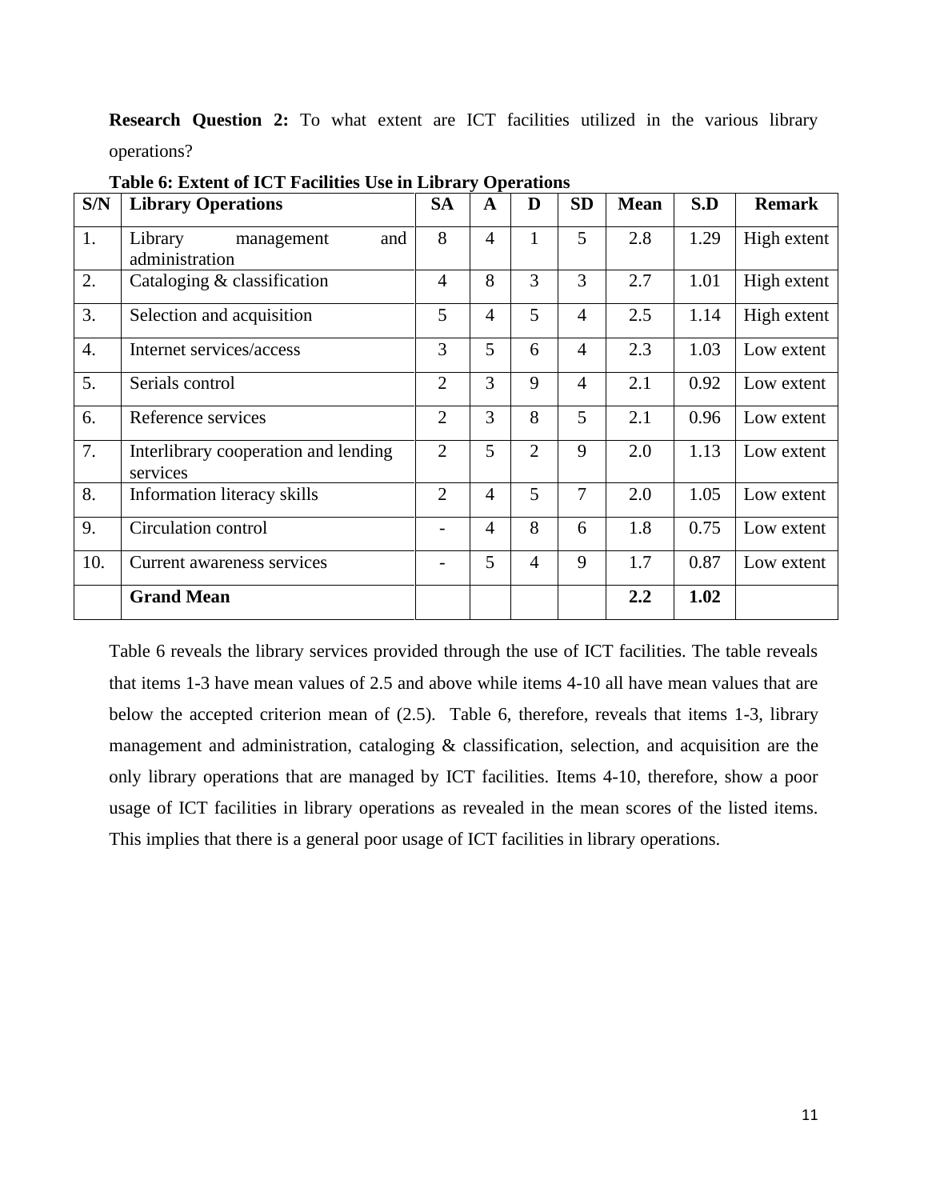**Research Question 2:** To what extent are ICT facilities utilized in the various library operations?

**Table 6: Extent of ICT Facilities Use in Library Operations**

| S/N | Library Operations | SA | A | D | SD | Mean | S.D | Remark |
|---|---|---|---|---|---|---|---|---|
| 1. | Library management and administration | 8 | 4 | 1 | 5 | 2.8 | 1.29 | High extent |
| 2. | Cataloging & classification | 4 | 8 | 3 | 3 | 2.7 | 1.01 | High extent |
| 3. | Selection and acquisition | 5 | 4 | 5 | 4 | 2.5 | 1.14 | High extent |
| 4. | Internet services/access | 3 | 5 | 6 | 4 | 2.3 | 1.03 | Low extent |
| 5. | Serials control | 2 | 3 | 9 | 4 | 2.1 | 0.92 | Low extent |
| 6. | Reference services | 2 | 3 | 8 | 5 | 2.1 | 0.96 | Low extent |
| 7. | Interlibrary cooperation and lending services | 2 | 5 | 2 | 9 | 2.0 | 1.13 | Low extent |
| 8. | Information literacy skills | 2 | 4 | 5 | 7 | 2.0 | 1.05 | Low extent |
| 9. | Circulation control | - | 4 | 8 | 6 | 1.8 | 0.75 | Low extent |
| 10. | Current awareness services | - | 5 | 4 | 9 | 1.7 | 0.87 | Low extent |
| | **Grand Mean** | | | | | **2.2** | **1.02** | |

Table 6 reveals the library services provided through the use of ICT facilities. The table reveals that items 1-3 have mean values of 2.5 and above while items 4-10 all have mean values that are below the accepted criterion mean of (2.5). Table 6, therefore, reveals that items 1-3, library management and administration, cataloging & classification, selection, and acquisition are the only library operations that are managed by ICT facilities. Items 4-10, therefore, show a poor usage of ICT facilities in library operations as revealed in the mean scores of the listed items. This implies that there is a general poor usage of ICT facilities in library operations.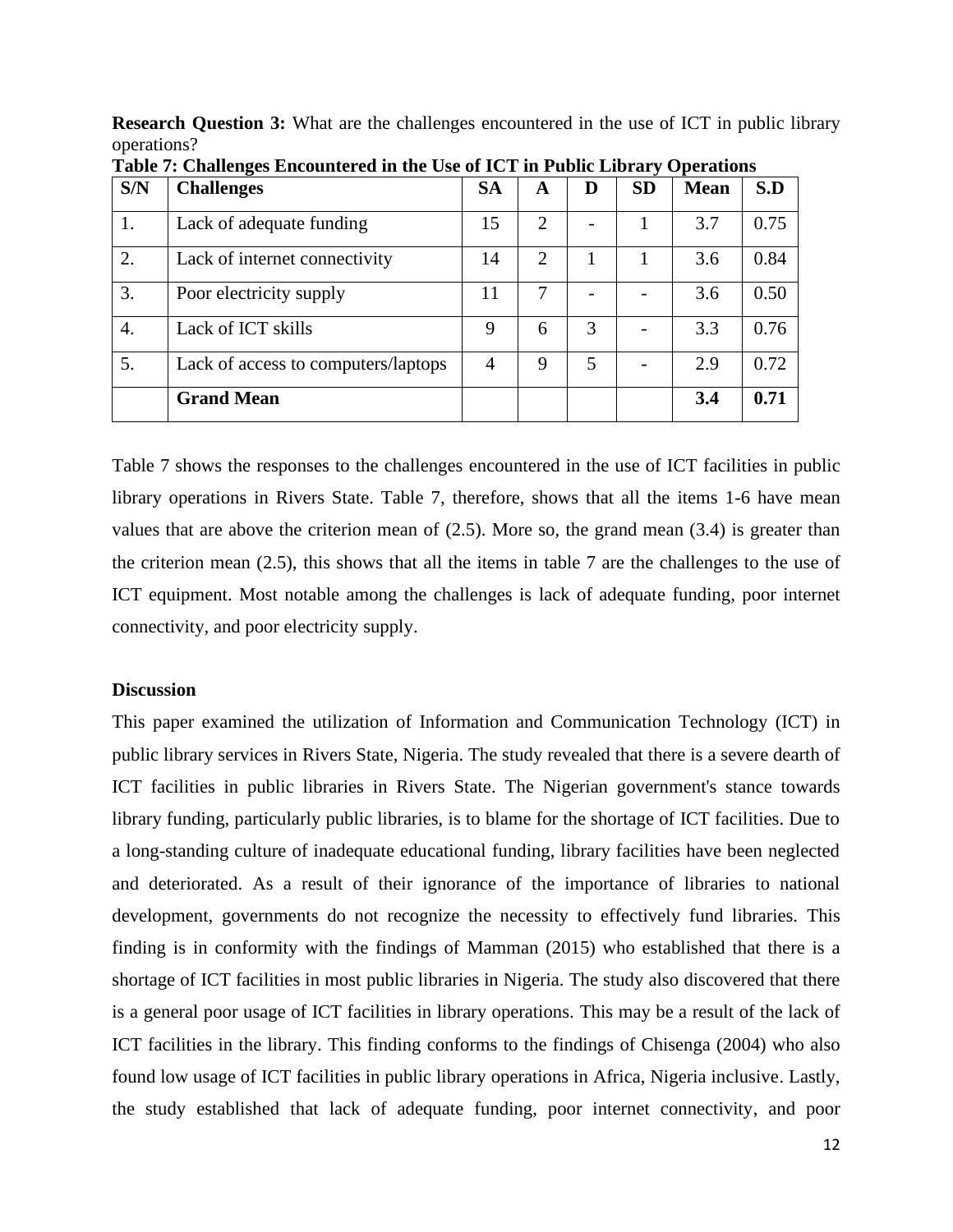**Research Question 3:** What are the challenges encountered in the use of ICT in public library operations?

**Table 7: Challenges Encountered in the Use of ICT in Public Library Operations**

| S/N | Challenges | SA | A | D | SD | Mean | S.D |
|---|---|---|---|---|---|---|---|
| 1. | Lack of adequate funding | 15 | 2 | - | 1 | 3.7 | 0.75 |
| 2. | Lack of internet connectivity | 14 | 2 | 1 | 1 | 3.6 | 0.84 |
| 3. | Poor electricity supply | 11 | 7 | - | - | 3.6 | 0.50 |
| 4. | Lack of ICT skills | 9 | 6 | 3 | - | 3.3 | 0.76 |
| 5. | Lack of access to computers/laptops | 4 | 9 | 5 | - | 2.9 | 0.72 |
| | **Grand Mean** | | | | | **3.4** | **0.71** |

Table 7 shows the responses to the challenges encountered in the use of ICT facilities in public library operations in Rivers State. Table 7, therefore, shows that all the items 1-6 have mean values that are above the criterion mean of (2.5). More so, the grand mean (3.4) is greater than the criterion mean (2.5), this shows that all the items in table 7 are the challenges to the use of ICT equipment. Most notable among the challenges is lack of adequate funding, poor internet connectivity, and poor electricity supply.

**Discussion**

This paper examined the utilization of Information and Communication Technology (ICT) in public library services in Rivers State, Nigeria. The study revealed that there is a severe dearth of ICT facilities in public libraries in Rivers State. The Nigerian government's stance towards library funding, particularly public libraries, is to blame for the shortage of ICT facilities. Due to a long-standing culture of inadequate educational funding, library facilities have been neglected and deteriorated. As a result of their ignorance of the importance of libraries to national development, governments do not recognize the necessity to effectively fund libraries. This finding is in conformity with the findings of Mamman (2015) who established that there is a shortage of ICT facilities in most public libraries in Nigeria. The study also discovered that there is a general poor usage of ICT facilities in library operations. This may be a result of the lack of ICT facilities in the library. This finding conforms to the findings of Chisenga (2004) who also found low usage of ICT facilities in public library operations in Africa, Nigeria inclusive. Lastly, the study established that lack of adequate funding, poor internet connectivity, and poor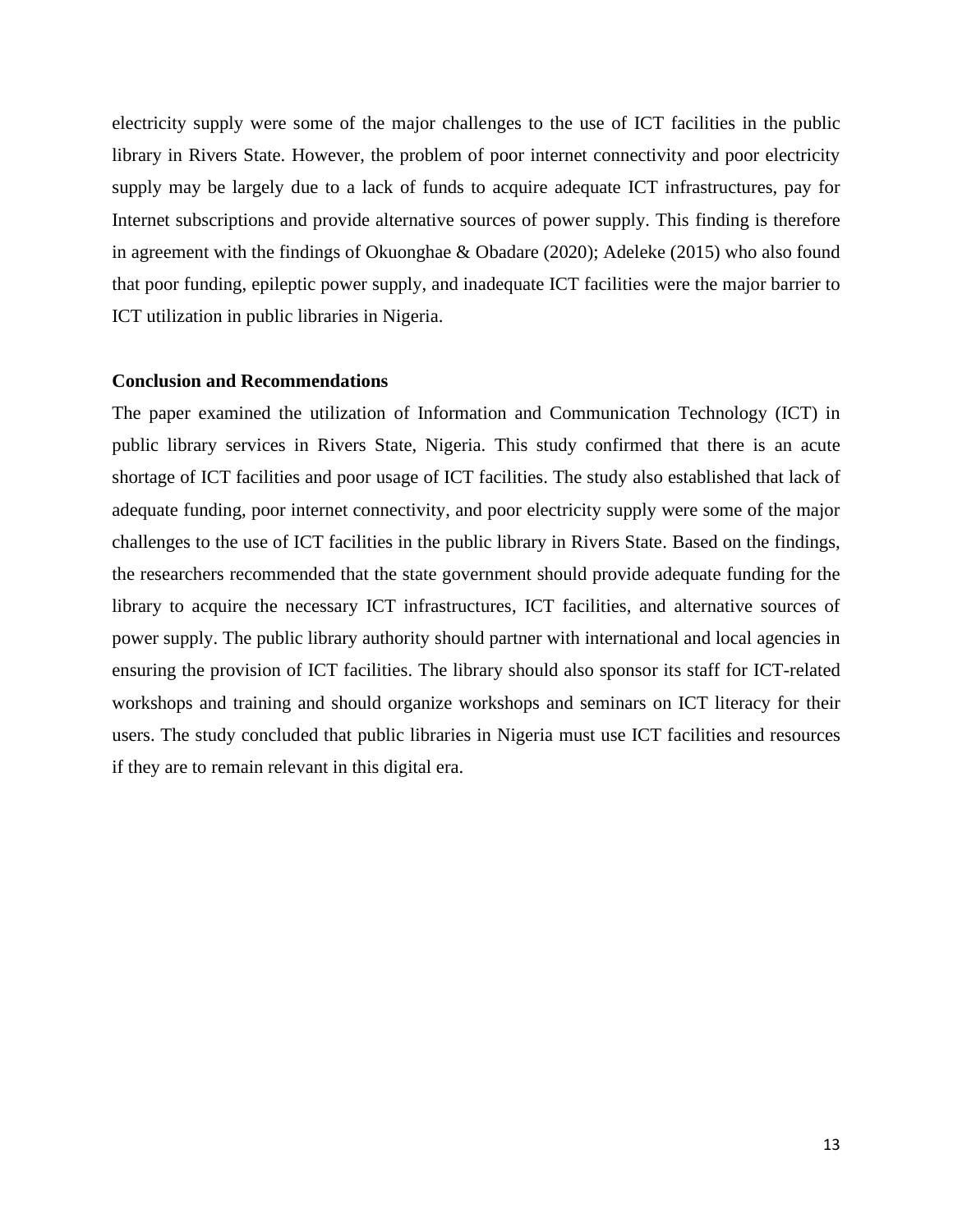electricity supply were some of the major challenges to the use of ICT facilities in the public library in Rivers State. However, the problem of poor internet connectivity and poor electricity supply may be largely due to a lack of funds to acquire adequate ICT infrastructures, pay for Internet subscriptions and provide alternative sources of power supply. This finding is therefore in agreement with the findings of Okuonghae & Obadare (2020); Adeleke (2015) who also found that poor funding, epileptic power supply, and inadequate ICT facilities were the major barrier to ICT utilization in public libraries in Nigeria.

**Conclusion and Recommendations**

The paper examined the utilization of Information and Communication Technology (ICT) in public library services in Rivers State, Nigeria. This study confirmed that there is an acute shortage of ICT facilities and poor usage of ICT facilities. The study also established that lack of adequate funding, poor internet connectivity, and poor electricity supply were some of the major challenges to the use of ICT facilities in the public library in Rivers State. Based on the findings, the researchers recommended that the state government should provide adequate funding for the library to acquire the necessary ICT infrastructures, ICT facilities, and alternative sources of power supply. The public library authority should partner with international and local agencies in ensuring the provision of ICT facilities. The library should also sponsor its staff for ICT-related workshops and training and should organize workshops and seminars on ICT literacy for their users. The study concluded that public libraries in Nigeria must use ICT facilities and resources if they are to remain relevant in this digital era.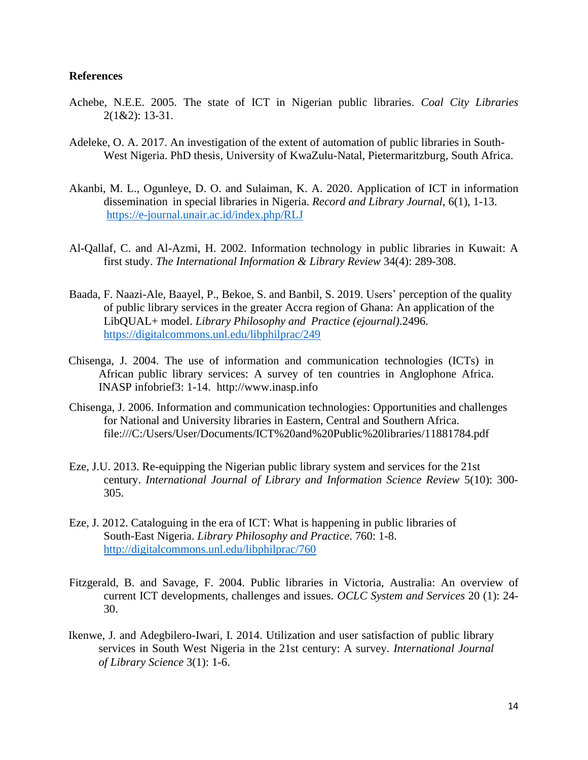**References**

Achebe, N.E.E. 2005. The state of ICT in Nigerian public libraries. *Coal City Libraries* 2(1&2): 13-31.

Adeleke, O. A. 2017. An investigation of the extent of automation of public libraries in South-West Nigeria. PhD thesis, University of KwaZulu-Natal, Pietermaritzburg, South Africa.

Akanbi, M. L., Ogunleye, D. O. and Sulaiman, K. A. 2020. Application of ICT in information dissemination in special libraries in Nigeria. *Record and Library Journal*, 6(1), 1-13. https://e-journal.unair.ac.id/index.php/RLJ

Al-Qallaf, C. and Al-Azmi, H. 2002. Information technology in public libraries in Kuwait: A first study. *The International Information & Library Review* 34(4): 289-308.

Baada, F. Naazi-Ale, Baayel, P., Bekoe, S. and Banbil, S. 2019. Users' perception of the quality of public library services in the greater Accra region of Ghana: An application of the LibQUAL+ model. *Library Philosophy and Practice (ejournal)*.2496. https://digitalcommons.unl.edu/libphilprac/249

Chisenga, J. 2004. The use of information and communication technologies (ICTs) in African public library services: A survey of ten countries in Anglophone Africa. INASP infobrief3: 1-14. http://www.inasp.info

Chisenga, J. 2006. Information and communication technologies: Opportunities and challenges for National and University libraries in Eastern, Central and Southern Africa. file:///C:/Users/User/Documents/ICT%20and%20Public%20libraries/11881784.pdf

Eze, J.U. 2013. Re-equipping the Nigerian public library system and services for the 21st century. *International Journal of Library and Information Science Review* 5(10): 300-305.

Eze, J. 2012. Cataloguing in the era of ICT: What is happening in public libraries of South-East Nigeria. *Library Philosophy and Practice*. 760: 1-8. http://digitalcommons.unl.edu/libphilprac/760

Fitzgerald, B. and Savage, F. 2004. Public libraries in Victoria, Australia: An overview of current ICT developments, challenges and issues. *OCLC System and Services* 20 (1): 24-30.

Ikenwe, J. and Adegbilero-Iwari, I. 2014. Utilization and user satisfaction of public library services in South West Nigeria in the 21st century: A survey. *International Journal of Library Science* 3(1): 1-6.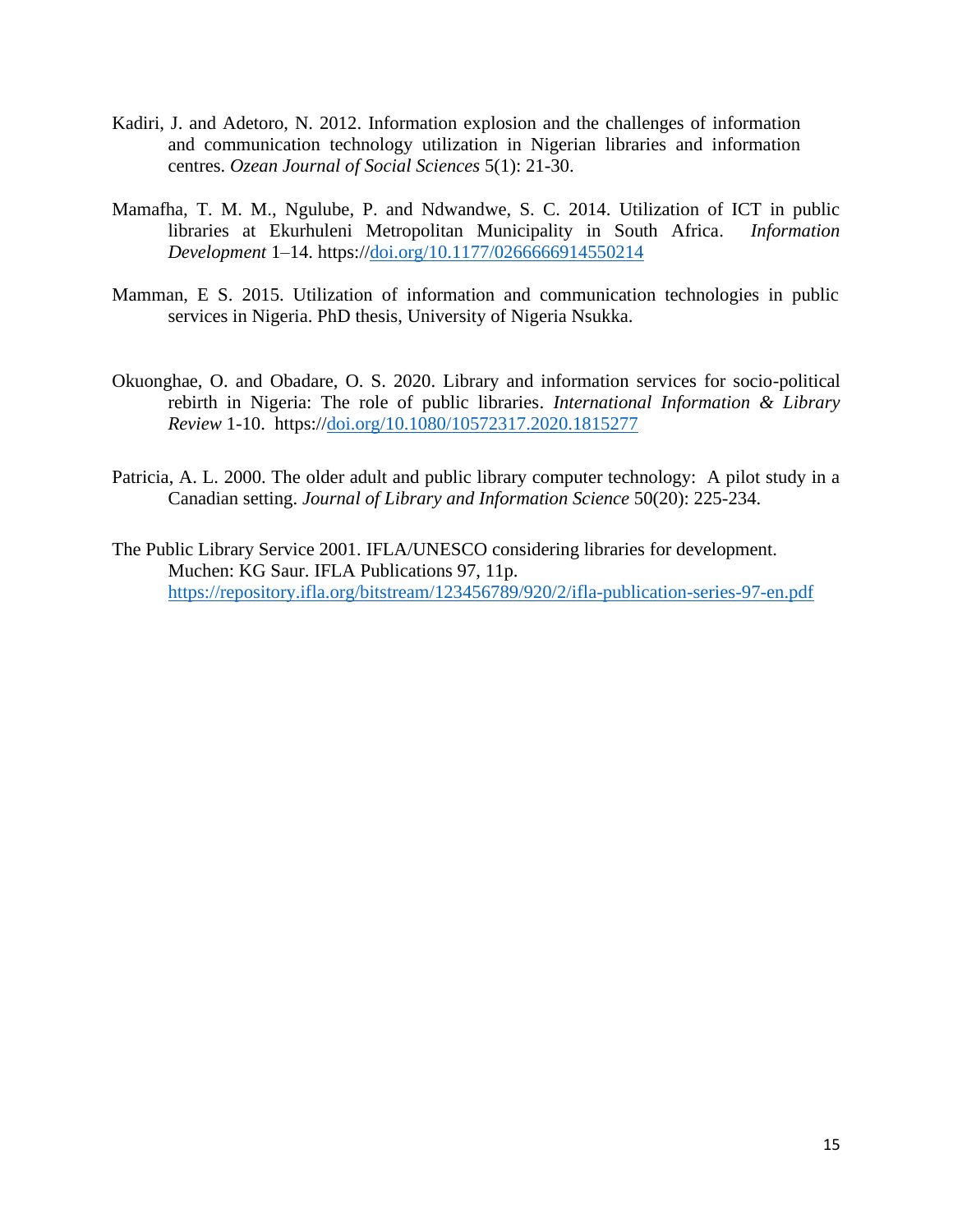Kadiri, J. and Adetoro, N. 2012. Information explosion and the challenges of information and communication technology utilization in Nigerian libraries and information centres. *Ozean Journal of Social Sciences* 5(1): 21-30.

Mamafha, T. M. M., Ngulube, P. and Ndwandwe, S. C. 2014. Utilization of ICT in public libraries at Ekurhuleni Metropolitan Municipality in South Africa. *Information Development* 1–14. https://doi.org/10.1177/0266666914550214

Mamman, E S. 2015. Utilization of information and communication technologies in public services in Nigeria. PhD thesis, University of Nigeria Nsukka.

Okuonghae, O. and Obadare, O. S. 2020. Library and information services for socio-political rebirth in Nigeria: The role of public libraries. *International Information & Library Review* 1-10. https://doi.org/10.1080/10572317.2020.1815277

Patricia, A. L. 2000. The older adult and public library computer technology: A pilot study in a Canadian setting. *Journal of Library and Information Science* 50(20): 225-234.

The Public Library Service 2001. IFLA/UNESCO considering libraries for development. Muchen: KG Saur. IFLA Publications 97, 11p. https://repository.ifla.org/bitstream/123456789/920/2/ifla-publication-series-97-en.pdf